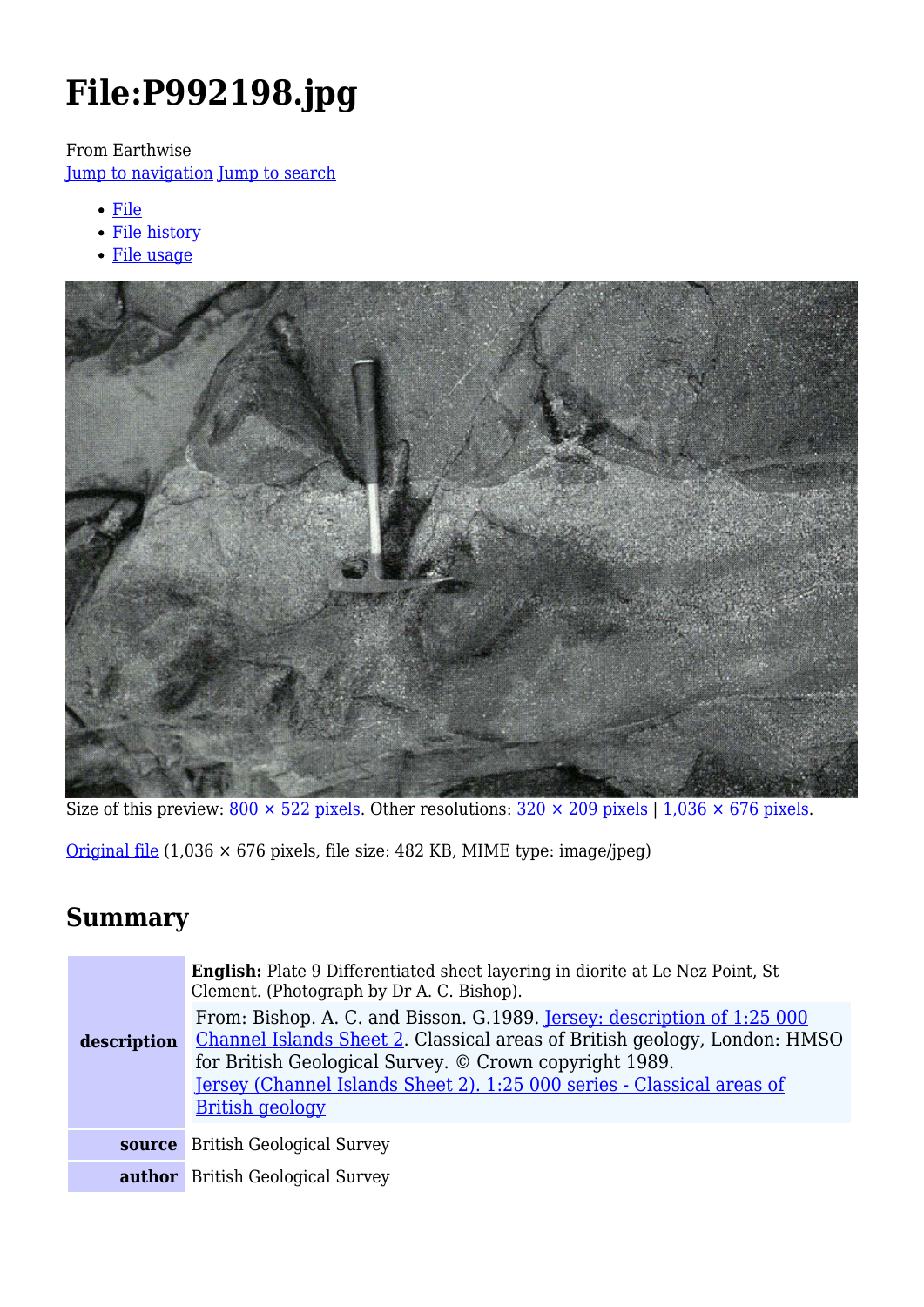# File:P992198.jpg

From Earthwise

Jump to navigation Jump to search

- File
- File history
- File usage

Size of this preview: 800 × 522 pixels. Other resolutions: 320 × 209 pixels | 1,036 × 676 pixels.

Original file (1,036 × 676 pixels, file size: 482 KB, MIME type: image/jpeg)

## Summary

| | |
|---|---|
| **description** | **English:** Plate 9 Differentiated sheet layering in diorite at Le Nez Point, St Clement. (Photograph by Dr A. C. Bishop). From: Bishop. A. C. and Bisson. G.1989. Jersey: description of 1:25 000 Channel Islands Sheet 2. Classical areas of British geology, London: HMSO for British Geological Survey. © Crown copyright 1989. Jersey (Channel Islands Sheet 2). 1:25 000 series - Classical areas of British geology |
| **source** | British Geological Survey |
| **author** | British Geological Survey |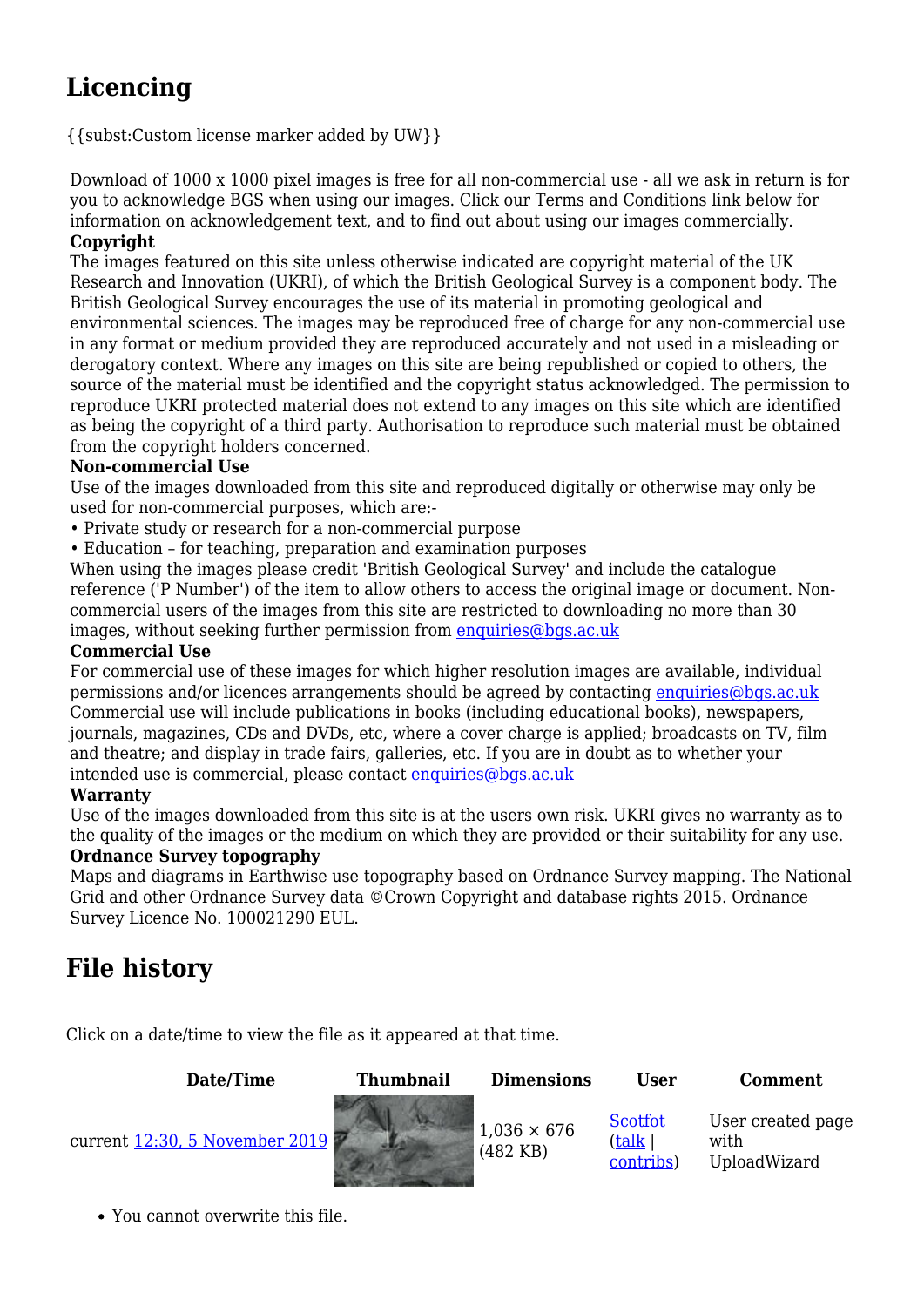## Licencing

{{subst:Custom license marker added by UW}}

Download of 1000 x 1000 pixel images is free for all non-commercial use - all we ask in return is for you to acknowledge BGS when using our images. Click our Terms and Conditions link below for information on acknowledgement text, and to find out about using our images commercially.

**Copyright**

The images featured on this site unless otherwise indicated are copyright material of the UK Research and Innovation (UKRI), of which the British Geological Survey is a component body. The British Geological Survey encourages the use of its material in promoting geological and environmental sciences. The images may be reproduced free of charge for any non-commercial use in any format or medium provided they are reproduced accurately and not used in a misleading or derogatory context. Where any images on this site are being republished or copied to others, the source of the material must be identified and the copyright status acknowledged. The permission to reproduce UKRI protected material does not extend to any images on this site which are identified as being the copyright of a third party. Authorisation to reproduce such material must be obtained from the copyright holders concerned.

**Non-commercial Use**

Use of the images downloaded from this site and reproduced digitally or otherwise may only be used for non-commercial purposes, which are:-

• Private study or research for a non-commercial purpose
• Education – for teaching, preparation and examination purposes

When using the images please credit 'British Geological Survey' and include the catalogue reference ('P Number') of the item to allow others to access the original image or document. Non-commercial users of the images from this site are restricted to downloading no more than 30 images, without seeking further permission from enquiries@bgs.ac.uk

**Commercial Use**

For commercial use of these images for which higher resolution images are available, individual permissions and/or licences arrangements should be agreed by contacting enquiries@bgs.ac.uk Commercial use will include publications in books (including educational books), newspapers, journals, magazines, CDs and DVDs, etc, where a cover charge is applied; broadcasts on TV, film and theatre; and display in trade fairs, galleries, etc. If you are in doubt as to whether your intended use is commercial, please contact enquiries@bgs.ac.uk

**Warranty**

Use of the images downloaded from this site is at the users own risk. UKRI gives no warranty as to the quality of the images or the medium on which they are provided or their suitability for any use.

**Ordnance Survey topography**

Maps and diagrams in Earthwise use topography based on Ordnance Survey mapping. The National Grid and other Ordnance Survey data ©Crown Copyright and database rights 2015. Ordnance Survey Licence No. 100021290 EUL.

## File history

Click on a date/time to view the file as it appeared at that time.

| Date/Time | Thumbnail | Dimensions | User | Comment |
|---|---|---|---|---|
| current 12:30, 5 November 2019 | | 1,036 × 676 (482 KB) | Scotfot (talk \| contribs) | User created page with UploadWizard |

- You cannot overwrite this file.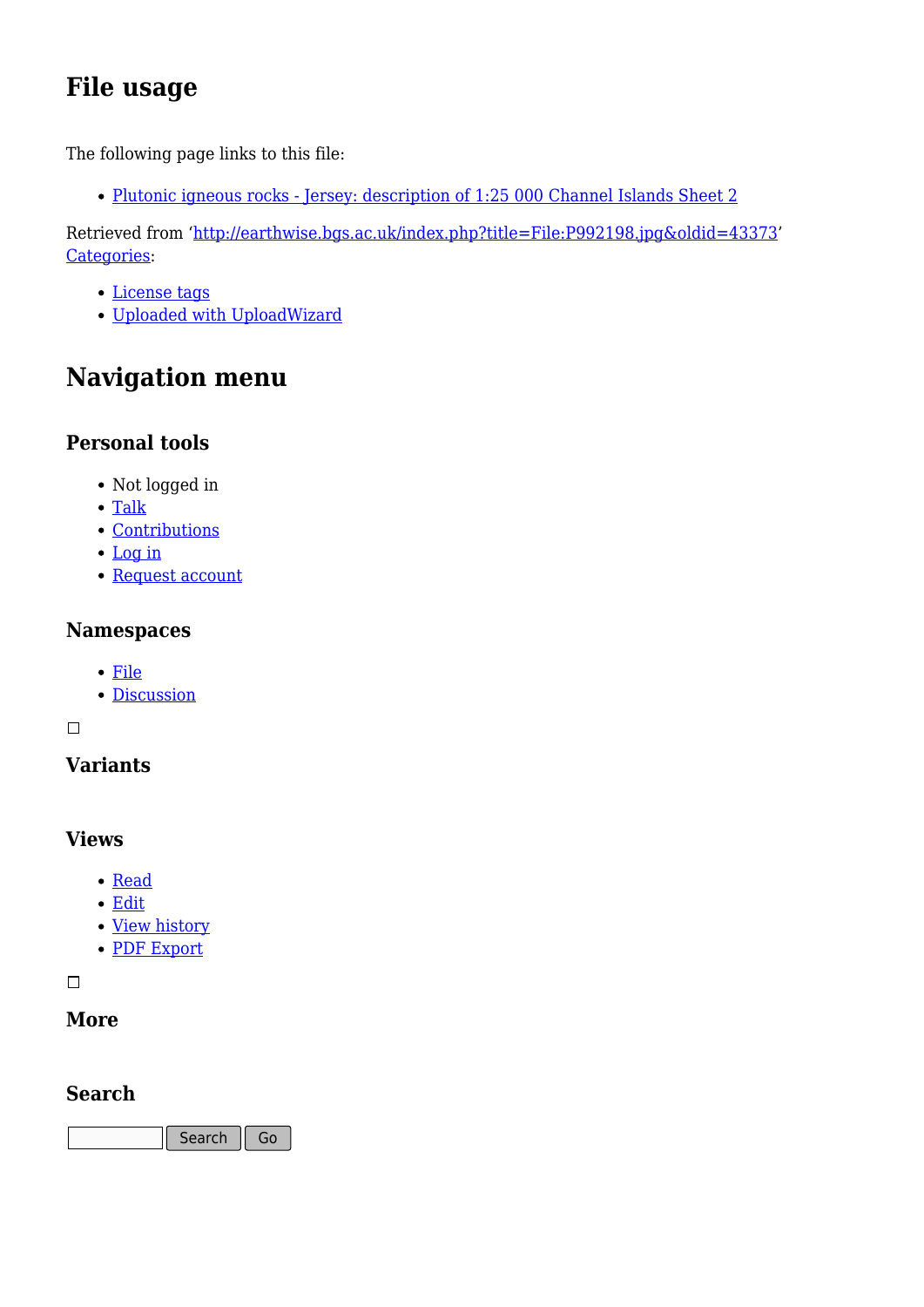## File usage

The following page links to this file:

- Plutonic igneous rocks - Jersey: description of 1:25 000 Channel Islands Sheet 2

Retrieved from 'http://earthwise.bgs.ac.uk/index.php?title=File:P992198.jpg&oldid=43373'
Categories:

- License tags
- Uploaded with UploadWizard

## Navigation menu

### Personal tools

- Not logged in
- Talk
- Contributions
- Log in
- Request account

### Namespaces

- File
- Discussion

### Variants

### Views

- Read
- Edit
- View history
- PDF Export

### More

### Search

Search Go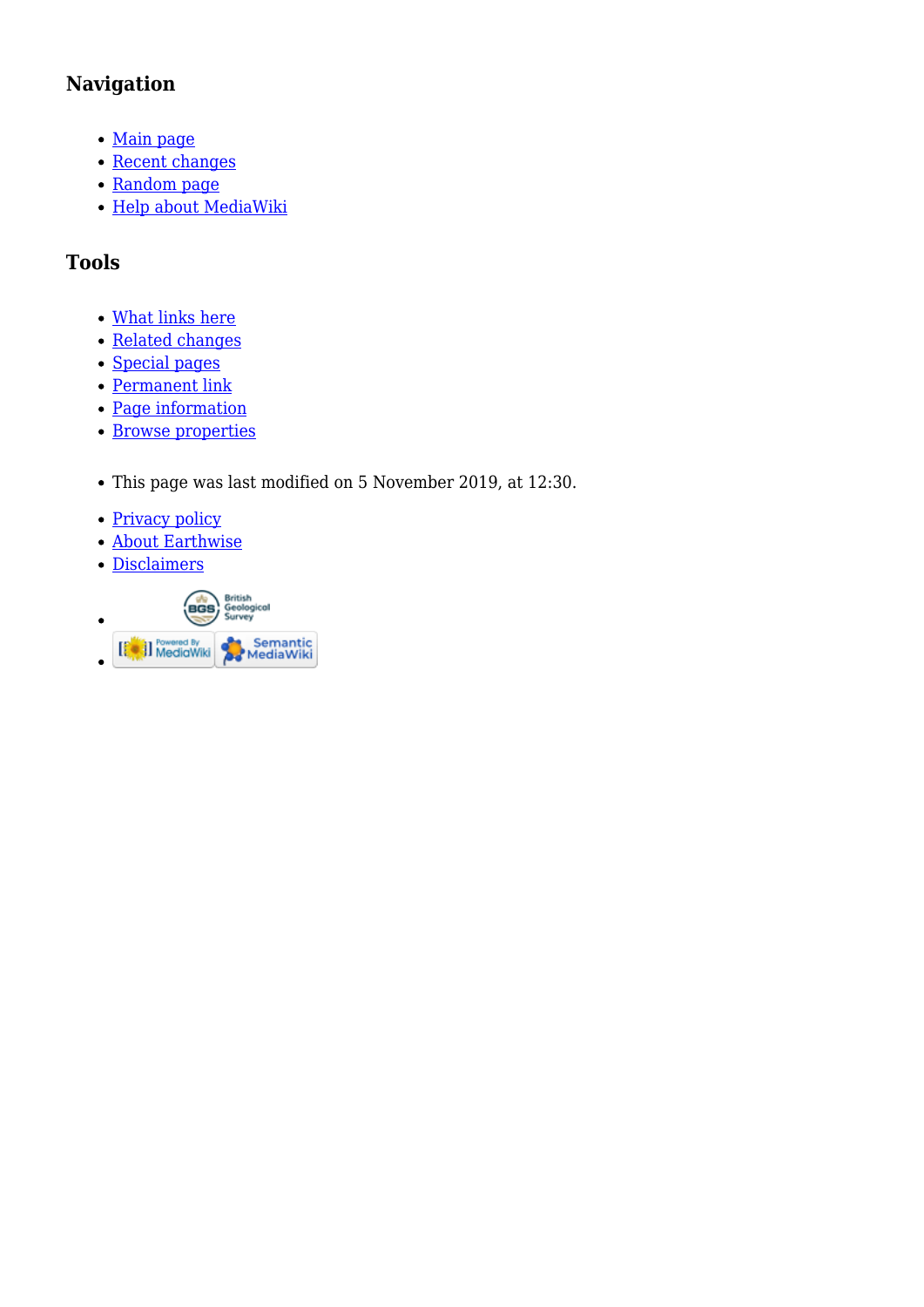## Navigation

- Main page
- Recent changes
- Random page
- Help about MediaWiki

## Tools

- What links here
- Related changes
- Special pages
- Permanent link
- Page information
- Browse properties

- This page was last modified on 5 November 2019, at 12:30.

- Privacy policy
- About Earthwise
- Disclaimers